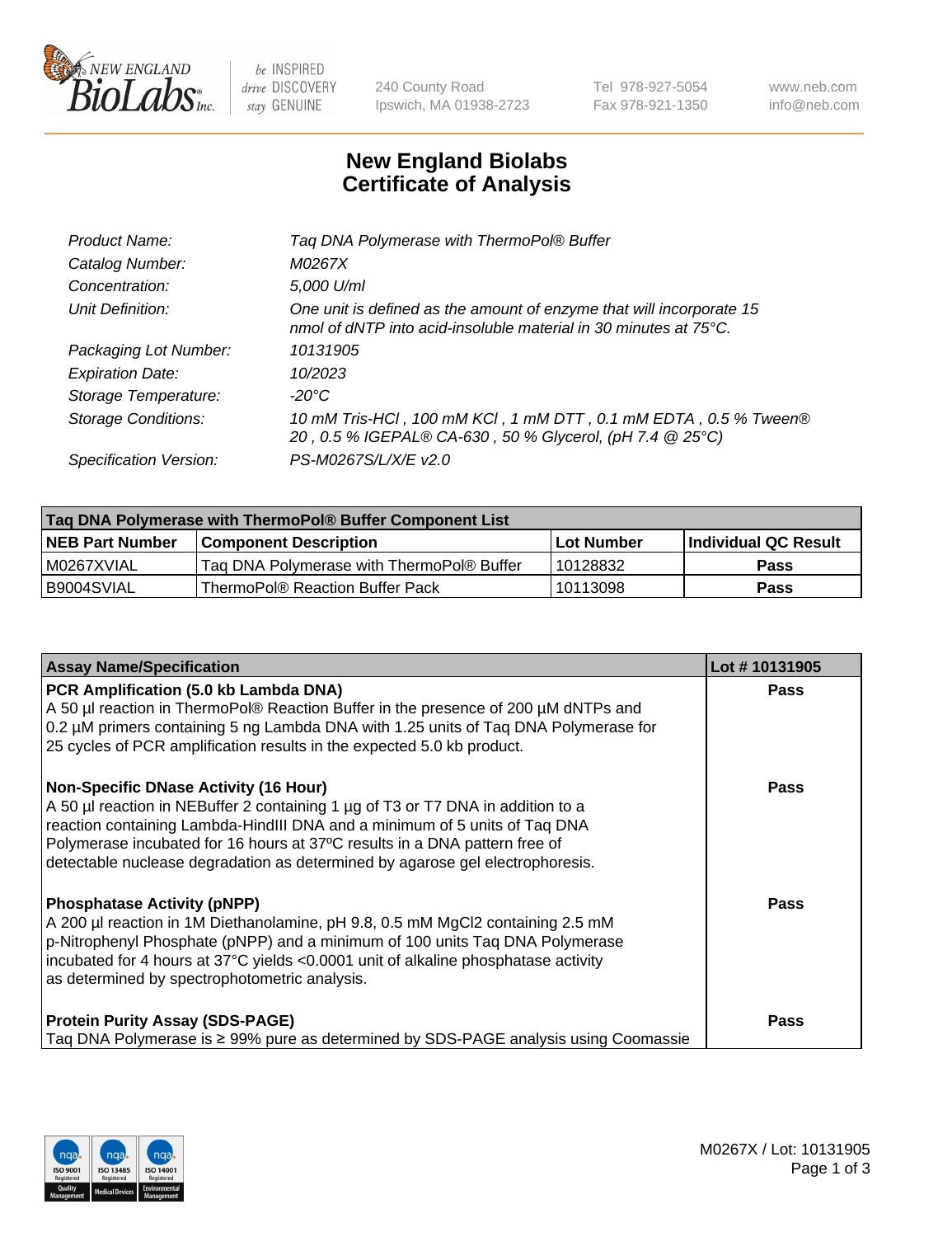# New England Biolabs Certificate of Analysis

| | |
|---|---|
| *Product Name:* | *Taq DNA Polymerase with ThermoPol® Buffer* |
| *Catalog Number:* | *M0267X* |
| *Concentration:* | *5,000 U/ml* |
| *Unit Definition:* | *One unit is defined as the amount of enzyme that will incorporate 15 nmol of dNTP into acid-insoluble material in 30 minutes at 75°C.* |
| *Packaging Lot Number:* | *10131905* |
| *Expiration Date:* | *10/2023* |
| *Storage Temperature:* | *-20°C* |
| *Storage Conditions:* | *10 mM Tris-HCl , 100 mM KCl , 1 mM DTT , 0.1 mM EDTA , 0.5 % Tween® 20 , 0.5 % IGEPAL® CA-630 , 50 % Glycerol, (pH 7.4 @ 25°C)* |
| *Specification Version:* | *PS-M0267S/L/X/E v2.0* |

| Taq DNA Polymerase with ThermoPol® Buffer Component List | | | |
|---|---|---|---|
| **NEB Part Number** | **Component Description** | **Lot Number** | **Individual QC Result** |
| M0267XVIAL | Taq DNA Polymerase with ThermoPol® Buffer | 10128832 | **Pass** |
| B9004SVIAL | ThermoPol® Reaction Buffer Pack | 10113098 | **Pass** |

| Assay Name/Specification | Lot # 10131905 |
|---|---|
| **PCR Amplification (5.0 kb Lambda DNA)**<br>A 50 µl reaction in ThermoPol® Reaction Buffer in the presence of 200 µM dNTPs and 0.2 µM primers containing 5 ng Lambda DNA with 1.25 units of Taq DNA Polymerase for 25 cycles of PCR amplification results in the expected 5.0 kb product. | **Pass** |
| **Non-Specific DNase Activity (16 Hour)**<br>A 50 µl reaction in NEBuffer 2 containing 1 µg of T3 or T7 DNA in addition to a reaction containing Lambda-HindIII DNA and a minimum of 5 units of Taq DNA Polymerase incubated for 16 hours at 37ºC results in a DNA pattern free of detectable nuclease degradation as determined by agarose gel electrophoresis. | **Pass** |
| **Phosphatase Activity (pNPP)**<br>A 200 µl reaction in 1M Diethanolamine, pH 9.8, 0.5 mM $MgCl_2$ containing 2.5 mM p-Nitrophenyl Phosphate (pNPP) and a minimum of 100 units Taq DNA Polymerase incubated for 4 hours at 37°C yields <0.0001 unit of alkaline phosphatase activity as determined by spectrophotometric analysis. | **Pass** |
| **Protein Purity Assay (SDS-PAGE)**<br>Taq DNA Polymerase is ≥ 99% pure as determined by SDS-PAGE analysis using Coomassie | **Pass** |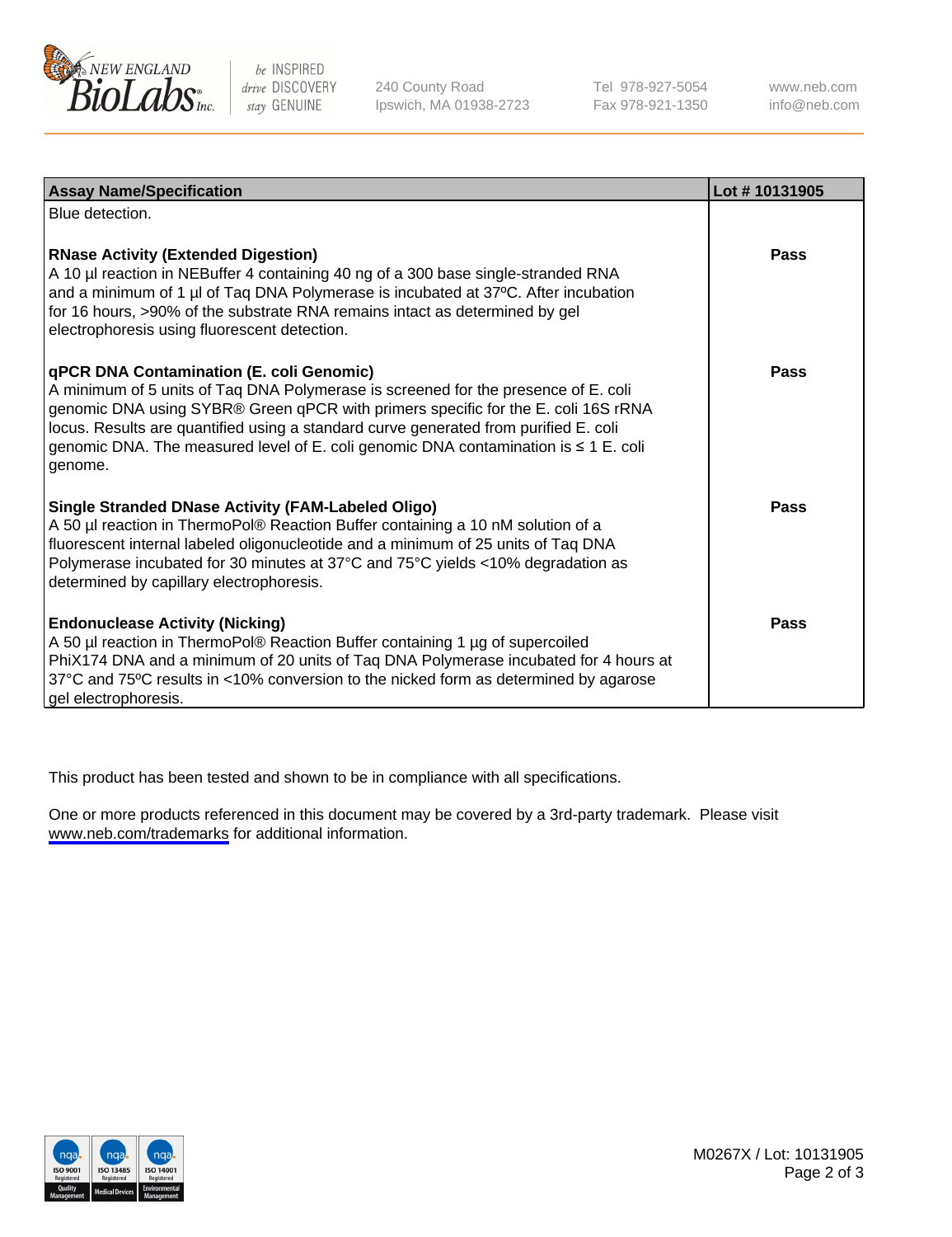| Assay Name/Specification | Lot # 10131905 |
| --- | --- |
| Blue detection. | |
| **RNase Activity (Extended Digestion)**<br>A 10 µl reaction in NEBuffer 4 containing 40 ng of a 300 base single-stranded RNA and a minimum of 1 µl of Taq DNA Polymerase is incubated at 37ºC. After incubation for 16 hours, >90% of the substrate RNA remains intact as determined by gel electrophoresis using fluorescent detection. | **Pass** |
| **qPCR DNA Contamination (E. coli Genomic)**<br>A minimum of 5 units of Taq DNA Polymerase is screened for the presence of E. coli genomic DNA using SYBR® Green qPCR with primers specific for the E. coli 16S rRNA locus. Results are quantified using a standard curve generated from purified E. coli genomic DNA. The measured level of E. coli genomic DNA contamination is ≤ 1 E. coli genome. | **Pass** |
| **Single Stranded DNase Activity (FAM-Labeled Oligo)**<br>A 50 µl reaction in ThermoPol® Reaction Buffer containing a 10 nM solution of a fluorescent internal labeled oligonucleotide and a minimum of 25 units of Taq DNA Polymerase incubated for 30 minutes at 37°C and 75°C yields <10% degradation as determined by capillary electrophoresis. | **Pass** |
| **Endonuclease Activity (Nicking)**<br>A 50 µl reaction in ThermoPol® Reaction Buffer containing 1 µg of supercoiled PhiX174 DNA and a minimum of 20 units of Taq DNA Polymerase incubated for 4 hours at 37°C and 75ºC results in <10% conversion to the nicked form as determined by agarose gel electrophoresis. | **Pass** |

This product has been tested and shown to be in compliance with all specifications.

One or more products referenced in this document may be covered by a 3rd-party trademark. Please visit www.neb.com/trademarks for additional information.

M0267X / Lot: 10131905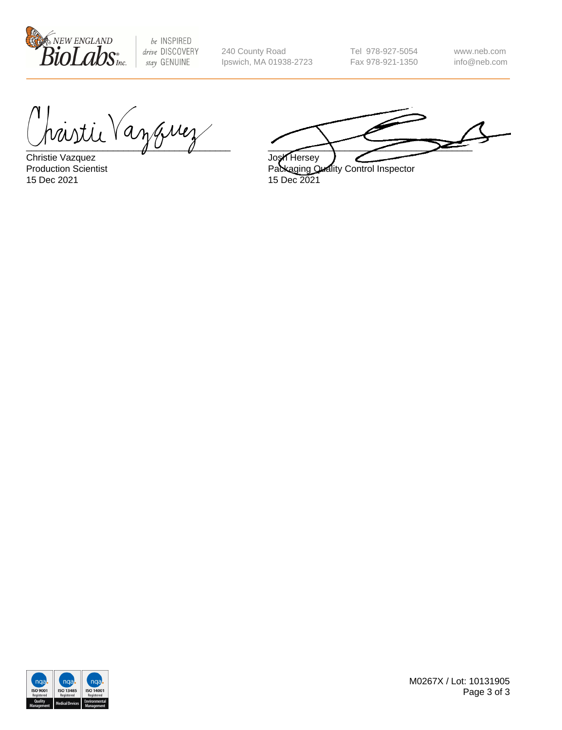Christie Vazquez
Production Scientist
15 Dec 2021

Josh Hersey
Packaging Quality Control Inspector
15 Dec 2021

M0267X / Lot: 10131905